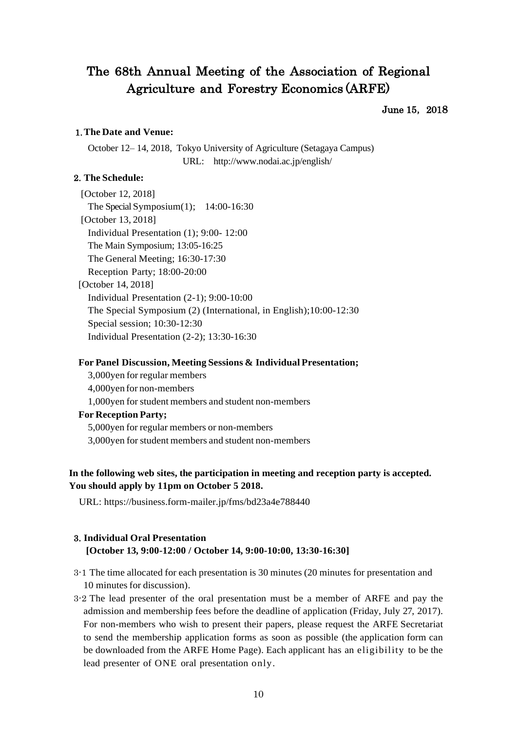# The 68th Annual Meeting of the Association of Regional Agriculture and Forestry Economics (ARFE)

June 15, 2018

## 1. The Date and Venue:

October 12– 14, 2018, Tokyo University of Agriculture (Setagaya Campus)
URL: http://www.nodai.ac.jp/english/

## 2. The Schedule:

[October 12, 2018]
The Special Symposium(1); 14:00-16:30
[October 13, 2018]
Individual Presentation (1); 9:00- 12:00
The Main Symposium; 13:05-16:25
The General Meeting; 16:30-17:30
Reception Party; 18:00-20:00
[October 14, 2018]
Individual Presentation (2-1); 9:00-10:00
The Special Symposium (2) (International, in English);10:00-12:30
Special session; 10:30-12:30
Individual Presentation (2-2); 13:30-16:30

**For Panel Discussion, Meeting Sessions & Individual Presentation;**

3,000yen for regular members
4,000yen for non-members
1,000yen for student members and student non-members

**For Reception Party;**

5,000yen for regular members or non-members
3,000yen for student members and student non-members

**In the following web sites, the participation in meeting and reception party is accepted. You should apply by 11pm on October 5 2018.**

URL: https://business.form-mailer.jp/fms/bd23a4e788440

## 3. Individual Oral Presentation

**[October 13, 9:00-12:00 / October 14, 9:00-10:00, 13:30-16:30]**

3-1 The time allocated for each presentation is 30 minutes (20 minutes for presentation and 10 minutes for discussion).

3-2 The lead presenter of the oral presentation must be a member of ARFE and pay the admission and membership fees before the deadline of application (Friday, July 27, 2017). For non-members who wish to present their papers, please request the ARFE Secretariat to send the membership application forms as soon as possible (the application form can be downloaded from the ARFE Home Page). Each applicant has an eligibility to be the lead presenter of ONE oral presentation only.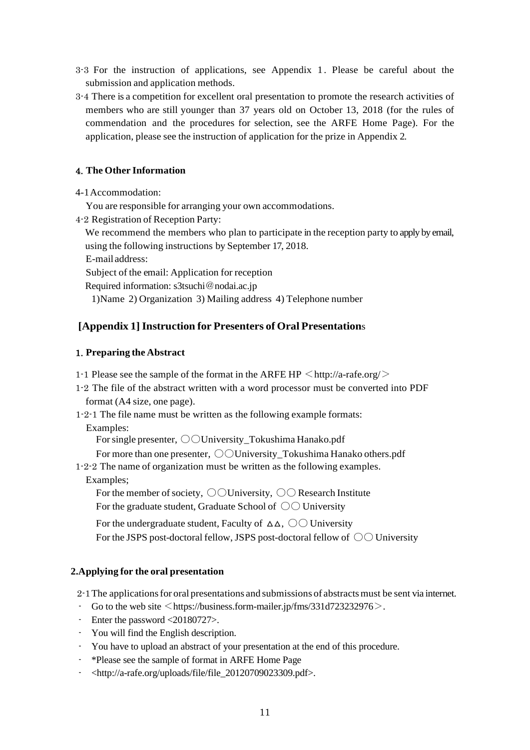3-3 For the instruction of applications, see Appendix 1. Please be careful about the submission and application methods.

3-4 There is a competition for excellent oral presentation to promote the research activities of members who are still younger than 37 years old on October 13, 2018 (for the rules of commendation and the procedures for selection, see the ARFE Home Page). For the application, please see the instruction of application for the prize in Appendix 2.

## 4. The Other Information

4-1 Accommodation:

You are responsible for arranging your own accommodations.

4-2 Registration of Reception Party:

We recommend the members who plan to participate in the reception party to apply by email, using the following instructions by September 17, 2018.

E-mail address:

Subject of the email: Application for reception

Required information: s3tsuchi@nodai.ac.jp

1)Name 2) Organization 3) Mailing address 4) Telephone number

## [Appendix 1] Instruction for Presenters of Oral Presentations

### 1. Preparing the Abstract

1-1 Please see the sample of the format in the ARFE HP ＜http://a-rafe.org/＞

1-2 The file of the abstract written with a word processor must be converted into PDF format (A4 size, one page).

1-2-1 The file name must be written as the following example formats:

Examples:

For single presenter, ○○University_Tokushima Hanako.pdf

For more than one presenter, ○○University_Tokushima Hanako others.pdf

1-2-2 The name of organization must be written as the following examples.

Examples;

For the member of society, ○○University, ○○ Research Institute

For the graduate student, Graduate School of ○○ University

For the undergraduate student, Faculty of ΔΔ, ○○ University

For the JSPS post-doctoral fellow, JSPS post-doctoral fellow of ○○ University

### 2. Applying for the oral presentation

2-1 The applications for oral presentations and submissions of abstracts must be sent via internet.

- Go to the web site ＜https://business.form-mailer.jp/fms/331d723232976＞.
- Enter the password <20180727>.
- You will find the English description.
- You have to upload an abstract of your presentation at the end of this procedure.
- *Please see the sample of format in ARFE Home Page
- <http://a-rafe.org/uploads/file/file_20120709023309.pdf>.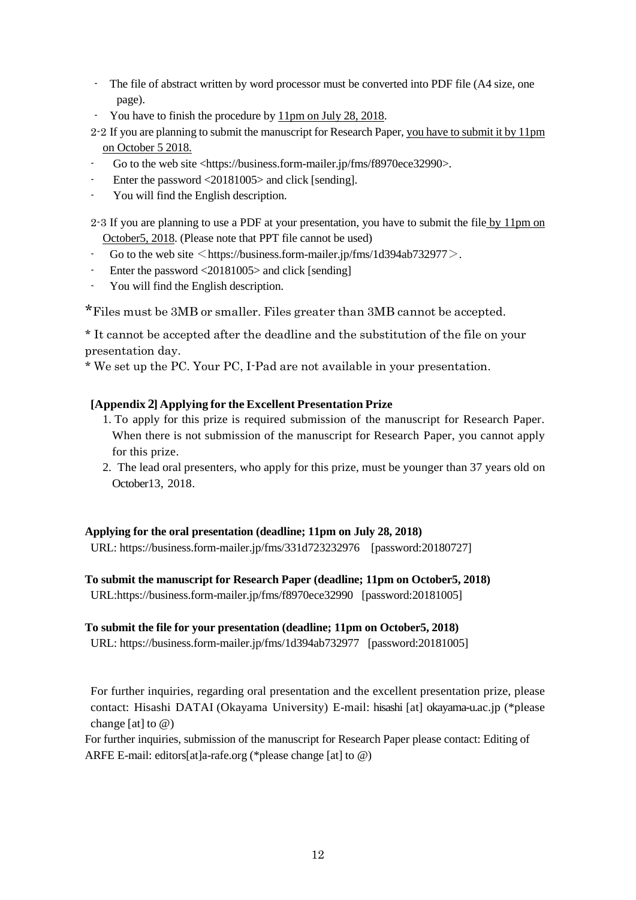- The file of abstract written by word processor must be converted into PDF file (A4 size, one page).
- You have to finish the procedure by 11pm on July 28, 2018.

2-2 If you are planning to submit the manuscript for Research Paper, you have to submit it by 11pm on October 5 2018.

- Go to the web site <https://business.form-mailer.jp/fms/f8970ece32990>.
- Enter the password <20181005> and click [sending].
- You will find the English description.

2-3 If you are planning to use a PDF at your presentation, you have to submit the file by 11pm on October5, 2018. (Please note that PPT file cannot be used)

- Go to the web site ＜https://business.form-mailer.jp/fms/1d394ab732977＞.
- Enter the password <20181005> and click [sending]
- You will find the English description.

*Files must be 3MB or smaller. Files greater than 3MB cannot be accepted.

* It cannot be accepted after the deadline and the substitution of the file on your presentation day.

* We set up the PC. Your PC, I-Pad are not available in your presentation.

**[Appendix 2] Applying for the Excellent Presentation Prize**

1. To apply for this prize is required submission of the manuscript for Research Paper. When there is not submission of the manuscript for Research Paper, you cannot apply for this prize.
2. The lead oral presenters, who apply for this prize, must be younger than 37 years old on October13, 2018.

**Applying for the oral presentation (deadline; 11pm on July 28, 2018)**

URL: https://business.form-mailer.jp/fms/331d723232976 [password:20180727]

**To submit the manuscript for Research Paper (deadline; 11pm on October5, 2018)**

URL:https://business.form-mailer.jp/fms/f8970ece32990 [password:20181005]

**To submit the file for your presentation (deadline; 11pm on October5, 2018)**

URL: https://business.form-mailer.jp/fms/1d394ab732977 [password:20181005]

For further inquiries, regarding oral presentation and the excellent presentation prize, please contact: Hisashi DATAI (Okayama University) E-mail: hisashi [at] okayama-u.ac.jp (*please change [at] to @)

For further inquiries, submission of the manuscript for Research Paper please contact: Editing of ARFE E-mail: editors[at]a-rafe.org (*please change [at] to @)